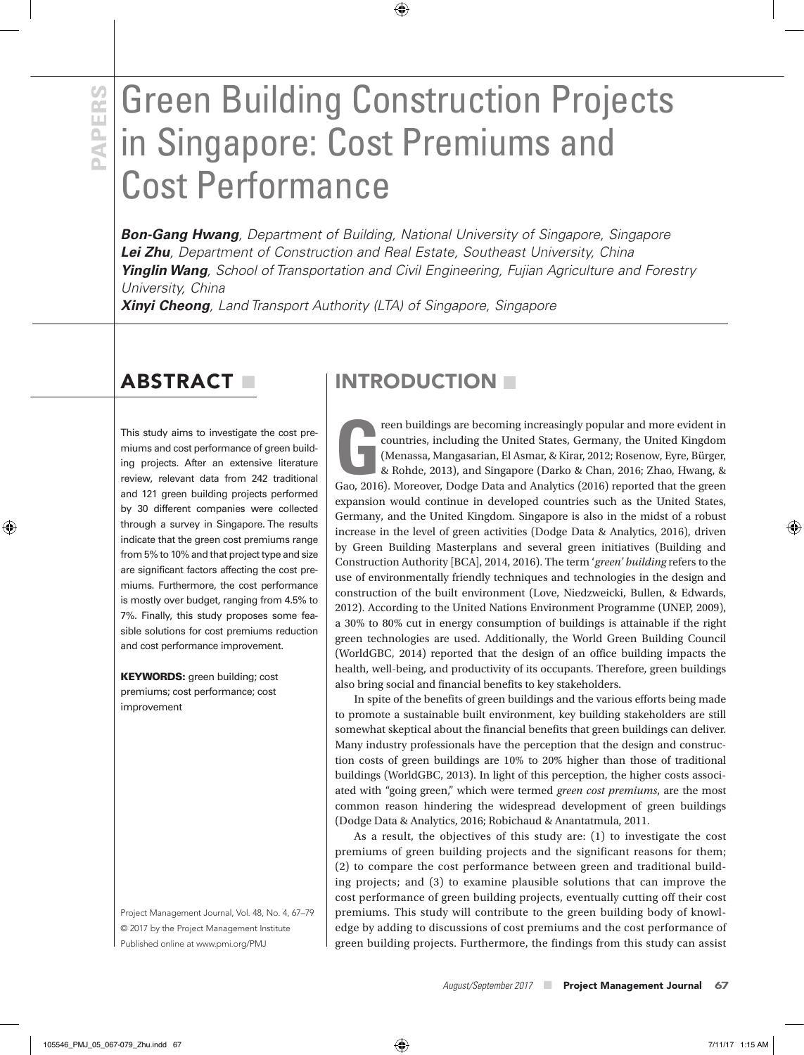# Green Building Construction Projects in Singapore: Cost Premiums and Cost Performance

***Bon-Gang Hwang***, *Department of Building, National University of Singapore, Singapore*
***Lei Zhu***, *Department of Construction and Real Estate, Southeast University, China*
***Yinglin Wang***, *School of Transportation and Civil Engineering, Fujian Agriculture and Forestry University, China*
***Xinyi Cheong***, *Land Transport Authority (LTA) of Singapore, Singapore*

## ABSTRACT

This study aims to investigate the cost premiums and cost performance of green building projects. After an extensive literature review, relevant data from 242 traditional and 121 green building projects performed by 30 different companies were collected through a survey in Singapore. The results indicate that the green cost premiums range from 5% to 10% and that project type and size are significant factors affecting the cost premiums. Furthermore, the cost performance is mostly over budget, ranging from 4.5% to 7%. Finally, this study proposes some feasible solutions for cost premiums reduction and cost performance improvement.

**KEYWORDS:** green building; cost premiums; cost performance; cost improvement

Project Management Journal, Vol. 48, No. 4, 67–79
© 2017 by the Project Management Institute
Published online at www.pmi.org/PMJ

## INTRODUCTION

Green buildings are becoming increasingly popular and more evident in countries, including the United States, Germany, the United Kingdom (Menassa, Mangasarian, El Asmar, & Kirar, 2012; Rosenow, Eyre, Bürger, & Rohde, 2013), and Singapore (Darko & Chan, 2016; Zhao, Hwang, & Gao, 2016). Moreover, Dodge Data and Analytics (2016) reported that the green expansion would continue in developed countries such as the United States, Germany, and the United Kingdom. Singapore is also in the midst of a robust increase in the level of green activities (Dodge Data & Analytics, 2016), driven by Green Building Masterplans and several green initiatives (Building and Construction Authority [BCA], 2014, 2016). The term '*green' building* refers to the use of environmentally friendly techniques and technologies in the design and construction of the built environment (Love, Niedzweicki, Bullen, & Edwards, 2012). According to the United Nations Environment Programme (UNEP, 2009), a 30% to 80% cut in energy consumption of buildings is attainable if the right green technologies are used. Additionally, the World Green Building Council (WorldGBC, 2014) reported that the design of an office building impacts the health, well-being, and productivity of its occupants. Therefore, green buildings also bring social and financial benefits to key stakeholders.

In spite of the benefits of green buildings and the various efforts being made to promote a sustainable built environment, key building stakeholders are still somewhat skeptical about the financial benefits that green buildings can deliver. Many industry professionals have the perception that the design and construction costs of green buildings are 10% to 20% higher than those of traditional buildings (WorldGBC, 2013). In light of this perception, the higher costs associated with "going green," which were termed *green cost premiums*, are the most common reason hindering the widespread development of green buildings (Dodge Data & Analytics, 2016; Robichaud & Anantatmula, 2011.

As a result, the objectives of this study are: (1) to investigate the cost premiums of green building projects and the significant reasons for them; (2) to compare the cost performance between green and traditional building projects; and (3) to examine plausible solutions that can improve the cost performance of green building projects, eventually cutting off their cost premiums. This study will contribute to the green building body of knowledge by adding to discussions of cost premiums and the cost performance of green building projects. Furthermore, the findings from this study can assist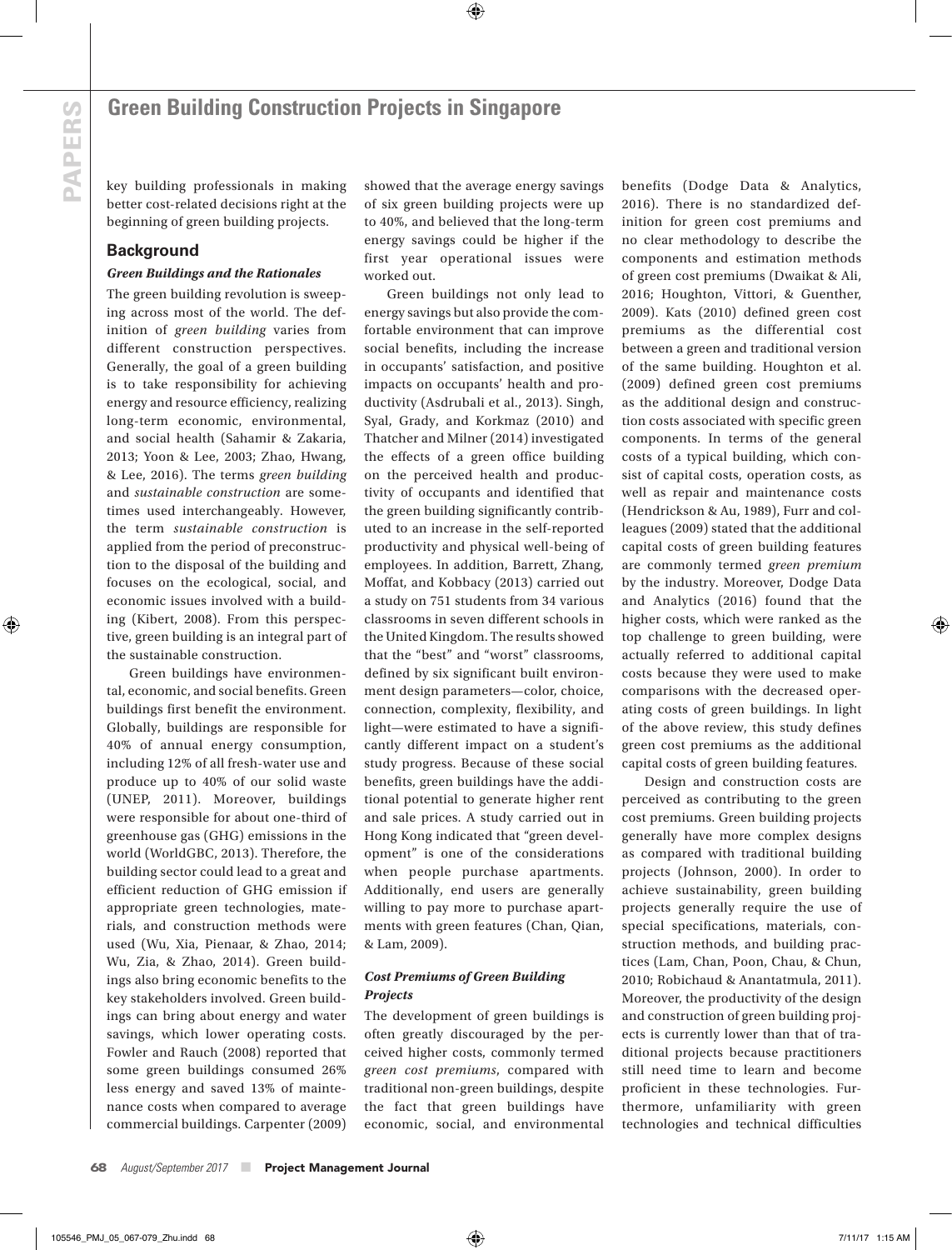key building professionals in making better cost-related decisions right at the beginning of green building projects.

## Background

### *Green Buildings and the Rationales*

The green building revolution is sweeping across most of the world. The definition of *green building* varies from different construction perspectives. Generally, the goal of a green building is to take responsibility for achieving energy and resource efficiency, realizing long-term economic, environmental, and social health (Sahamir & Zakaria, 2013; Yoon & Lee, 2003; Zhao, Hwang, & Lee, 2016). The terms *green building* and *sustainable construction* are sometimes used interchangeably. However, the term *sustainable construction* is applied from the period of preconstruction to the disposal of the building and focuses on the ecological, social, and economic issues involved with a building (Kibert, 2008). From this perspective, green building is an integral part of the sustainable construction.

Green buildings have environmental, economic, and social benefits. Green buildings first benefit the environment. Globally, buildings are responsible for 40% of annual energy consumption, including 12% of all fresh-water use and produce up to 40% of our solid waste (UNEP, 2011). Moreover, buildings were responsible for about one-third of greenhouse gas (GHG) emissions in the world (WorldGBC, 2013). Therefore, the building sector could lead to a great and efficient reduction of GHG emission if appropriate green technologies, materials, and construction methods were used (Wu, Xia, Pienaar, & Zhao, 2014; Wu, Zia, & Zhao, 2014). Green buildings also bring economic benefits to the key stakeholders involved. Green buildings can bring about energy and water savings, which lower operating costs. Fowler and Rauch (2008) reported that some green buildings consumed 26% less energy and saved 13% of maintenance costs when compared to average commercial buildings. Carpenter (2009) showed that the average energy savings of six green building projects were up to 40%, and believed that the long-term energy savings could be higher if the first year operational issues were worked out.

Green buildings not only lead to energy savings but also provide the comfortable environment that can improve social benefits, including the increase in occupants' satisfaction, and positive impacts on occupants' health and productivity (Asdrubali et al., 2013). Singh, Syal, Grady, and Korkmaz (2010) and Thatcher and Milner (2014) investigated the effects of a green office building on the perceived health and productivity of occupants and identified that the green building significantly contributed to an increase in the self-reported productivity and physical well-being of employees. In addition, Barrett, Zhang, Moffat, and Kobbacy (2013) carried out a study on 751 students from 34 various classrooms in seven different schools in the United Kingdom. The results showed that the "best" and "worst" classrooms, defined by six significant built environment design parameters—color, choice, connection, complexity, flexibility, and light—were estimated to have a significantly different impact on a student's study progress. Because of these social benefits, green buildings have the additional potential to generate higher rent and sale prices. A study carried out in Hong Kong indicated that "green development" is one of the considerations when people purchase apartments. Additionally, end users are generally willing to pay more to purchase apartments with green features (Chan, Qian, & Lam, 2009).

### *Cost Premiums of Green Building Projects*

The development of green buildings is often greatly discouraged by the perceived higher costs, commonly termed *green cost premiums*, compared with traditional non-green buildings, despite the fact that green buildings have economic, social, and environmental benefits (Dodge Data & Analytics, 2016). There is no standardized definition for green cost premiums and no clear methodology to describe the components and estimation methods of green cost premiums (Dwaikat & Ali, 2016; Houghton, Vittori, & Guenther, 2009). Kats (2010) defined green cost premiums as the differential cost between a green and traditional version of the same building. Houghton et al. (2009) defined green cost premiums as the additional design and construction costs associated with specific green components. In terms of the general costs of a typical building, which consist of capital costs, operation costs, as well as repair and maintenance costs (Hendrickson & Au, 1989), Furr and colleagues (2009) stated that the additional capital costs of green building features are commonly termed *green premium* by the industry. Moreover, Dodge Data and Analytics (2016) found that the higher costs, which were ranked as the top challenge to green building, were actually referred to additional capital costs because they were used to make comparisons with the decreased operating costs of green buildings. In light of the above review, this study defines green cost premiums as the additional capital costs of green building features.

Design and construction costs are perceived as contributing to the green cost premiums. Green building projects generally have more complex designs as compared with traditional building projects (Johnson, 2000). In order to achieve sustainability, green building projects generally require the use of special specifications, materials, construction methods, and building practices (Lam, Chan, Poon, Chau, & Chun, 2010; Robichaud & Anantatmula, 2011). Moreover, the productivity of the design and construction of green building projects is currently lower than that of traditional projects because practitioners still need time to learn and become proficient in these technologies. Furthermore, unfamiliarity with green technologies and technical difficulties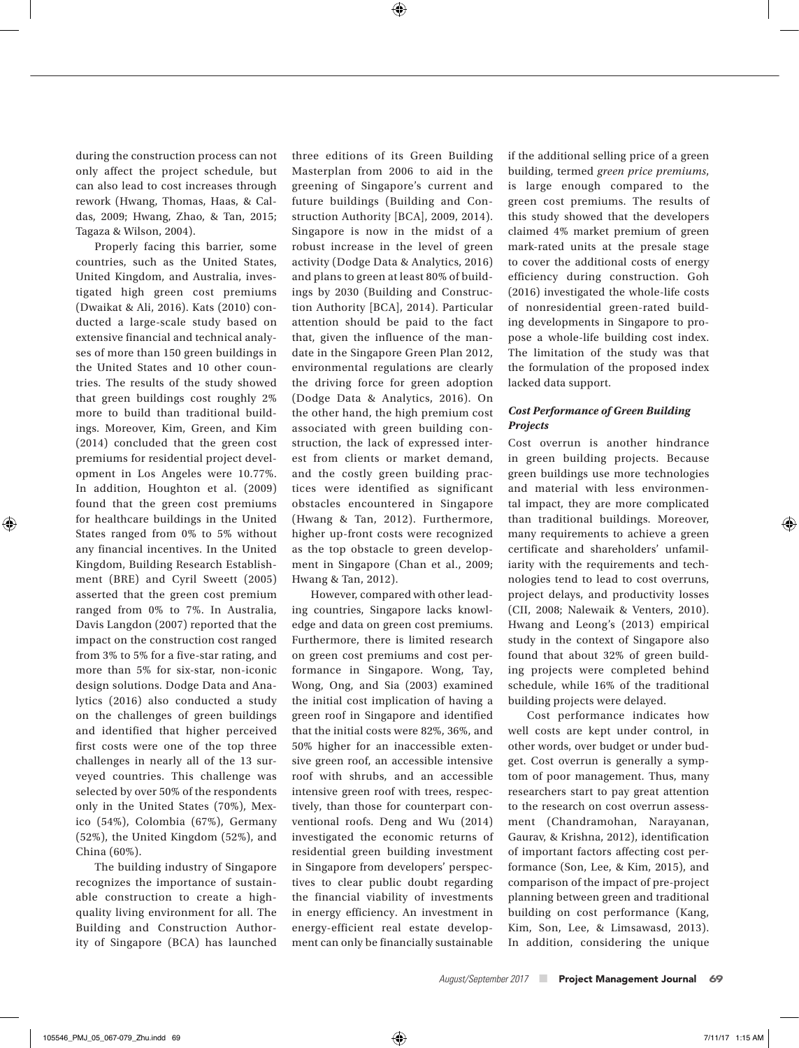during the construction process can not only affect the project schedule, but can also lead to cost increases through rework (Hwang, Thomas, Haas, & Caldas, 2009; Hwang, Zhao, & Tan, 2015; Tagaza & Wilson, 2004).

Properly facing this barrier, some countries, such as the United States, United Kingdom, and Australia, investigated high green cost premiums (Dwaikat & Ali, 2016). Kats (2010) conducted a large-scale study based on extensive financial and technical analyses of more than 150 green buildings in the United States and 10 other countries. The results of the study showed that green buildings cost roughly 2% more to build than traditional buildings. Moreover, Kim, Green, and Kim (2014) concluded that the green cost premiums for residential project development in Los Angeles were 10.77%. In addition, Houghton et al. (2009) found that the green cost premiums for healthcare buildings in the United States ranged from 0% to 5% without any financial incentives. In the United Kingdom, Building Research Establishment (BRE) and Cyril Sweett (2005) asserted that the green cost premium ranged from 0% to 7%. In Australia, Davis Langdon (2007) reported that the impact on the construction cost ranged from 3% to 5% for a five-star rating, and more than 5% for six-star, non-iconic design solutions. Dodge Data and Analytics (2016) also conducted a study on the challenges of green buildings and identified that higher perceived first costs were one of the top three challenges in nearly all of the 13 surveyed countries. This challenge was selected by over 50% of the respondents only in the United States (70%), Mexico (54%), Colombia (67%), Germany (52%), the United Kingdom (52%), and China (60%).

The building industry of Singapore recognizes the importance of sustainable construction to create a high-quality living environment for all. The Building and Construction Authority of Singapore (BCA) has launched three editions of its Green Building Masterplan from 2006 to aid in the greening of Singapore's current and future buildings (Building and Construction Authority [BCA], 2009, 2014). Singapore is now in the midst of a robust increase in the level of green activity (Dodge Data & Analytics, 2016) and plans to green at least 80% of buildings by 2030 (Building and Construction Authority [BCA], 2014). Particular attention should be paid to the fact that, given the influence of the mandate in the Singapore Green Plan 2012, environmental regulations are clearly the driving force for green adoption (Dodge Data & Analytics, 2016). On the other hand, the high premium cost associated with green building construction, the lack of expressed interest from clients or market demand, and the costly green building practices were identified as significant obstacles encountered in Singapore (Hwang & Tan, 2012). Furthermore, higher up-front costs were recognized as the top obstacle to green development in Singapore (Chan et al., 2009; Hwang & Tan, 2012).

However, compared with other leading countries, Singapore lacks knowledge and data on green cost premiums. Furthermore, there is limited research on green cost premiums and cost performance in Singapore. Wong, Tay, Wong, Ong, and Sia (2003) examined the initial cost implication of having a green roof in Singapore and identified that the initial costs were 82%, 36%, and 50% higher for an inaccessible extensive green roof, an accessible intensive roof with shrubs, and an accessible intensive green roof with trees, respectively, than those for counterpart conventional roofs. Deng and Wu (2014) investigated the economic returns of residential green building investment in Singapore from developers' perspectives to clear public doubt regarding the financial viability of investments in energy efficiency. An investment in energy-efficient real estate development can only be financially sustainable if the additional selling price of a green building, termed *green price premiums*, is large enough compared to the green cost premiums. The results of this study showed that the developers claimed 4% market premium of green mark-rated units at the presale stage to cover the additional costs of energy efficiency during construction. Goh (2016) investigated the whole-life costs of nonresidential green-rated building developments in Singapore to propose a whole-life building cost index. The limitation of the study was that the formulation of the proposed index lacked data support.

### *Cost Performance of Green Building Projects*

Cost overrun is another hindrance in green building projects. Because green buildings use more technologies and material with less environmental impact, they are more complicated than traditional buildings. Moreover, many requirements to achieve a green certificate and shareholders' unfamiliarity with the requirements and technologies tend to lead to cost overruns, project delays, and productivity losses (CII, 2008; Nalewaik & Venters, 2010). Hwang and Leong's (2013) empirical study in the context of Singapore also found that about 32% of green building projects were completed behind schedule, while 16% of the traditional building projects were delayed.

Cost performance indicates how well costs are kept under control, in other words, over budget or under budget. Cost overrun is generally a symptom of poor management. Thus, many researchers start to pay great attention to the research on cost overrun assessment (Chandramohan, Narayanan, Gaurav, & Krishna, 2012), identification of important factors affecting cost performance (Son, Lee, & Kim, 2015), and comparison of the impact of pre-project planning between green and traditional building on cost performance (Kang, Kim, Son, Lee, & Limsawasd, 2013). In addition, considering the unique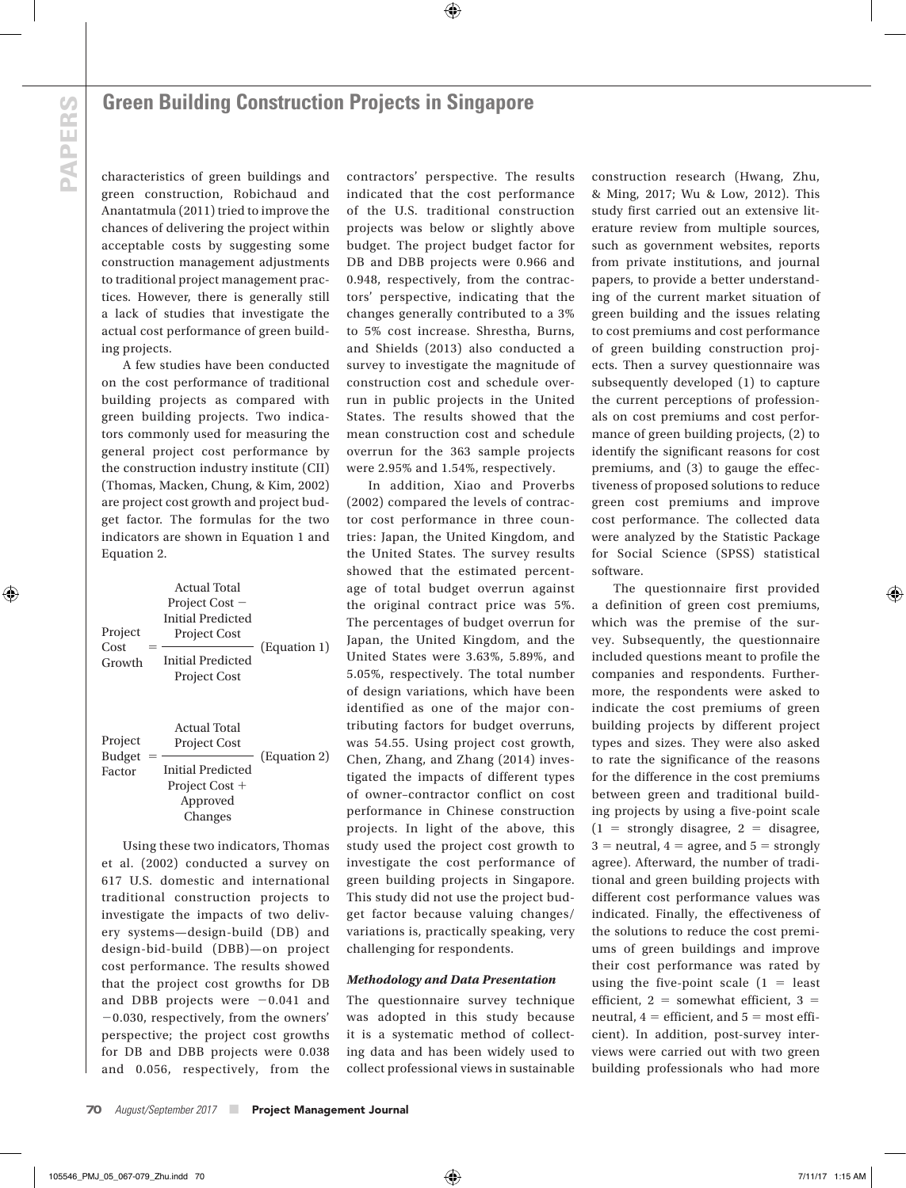characteristics of green buildings and green construction, Robichaud and Anantatmula (2011) tried to improve the chances of delivering the project within acceptable costs by suggesting some construction management adjustments to traditional project management practices. However, there is generally still a lack of studies that investigate the actual cost performance of green building projects.

A few studies have been conducted on the cost performance of traditional building projects as compared with green building projects. Two indicators commonly used for measuring the general project cost performance by the construction industry institute (CII) (Thomas, Macken, Chung, & Kim, 2002) are project cost growth and project budget factor. The formulas for the two indicators are shown in Equation 1 and Equation 2.

$$\text{Project Cost Growth} = \frac{\text{Actual Total Project Cost} - \text{Initial Predicted Project Cost}}{\text{Initial Predicted Project Cost}} \quad \text{(Equation 1)}$$

$$\text{Project Budget Factor} = \frac{\text{Actual Total Project Cost}}{\text{Initial Predicted Project Cost} + \text{Approved Changes}} \quad \text{(Equation 2)}$$

Using these two indicators, Thomas et al. (2002) conducted a survey on 617 U.S. domestic and international traditional construction projects to investigate the impacts of two delivery systems—design-build (DB) and design-bid-build (DBB)—on project cost performance. The results showed that the project cost growths for DB and DBB projects were −0.041 and −0.030, respectively, from the owners' perspective; the project cost growths for DB and DBB projects were 0.038 and 0.056, respectively, from the contractors' perspective. The results indicated that the cost performance of the U.S. traditional construction projects was below or slightly above budget. The project budget factor for DB and DBB projects were 0.966 and 0.948, respectively, from the contractors' perspective, indicating that the changes generally contributed to a 3% to 5% cost increase. Shrestha, Burns, and Shields (2013) also conducted a survey to investigate the magnitude of construction cost and schedule overrun in public projects in the United States. The results showed that the mean construction cost and schedule overrun for the 363 sample projects were 2.95% and 1.54%, respectively.

In addition, Xiao and Proverbs (2002) compared the levels of contractor cost performance in three countries: Japan, the United Kingdom, and the United States. The survey results showed that the estimated percentage of total budget overrun against the original contract price was 5%. The percentages of budget overrun for Japan, the United Kingdom, and the United States were 3.63%, 5.89%, and 5.05%, respectively. The total number of design variations, which have been identified as one of the major contributing factors for budget overruns, was 54.55. Using project cost growth, Chen, Zhang, and Zhang (2014) investigated the impacts of different types of owner–contractor conflict on cost performance in Chinese construction projects. In light of the above, this study used the project cost growth to investigate the cost performance of green building projects in Singapore. This study did not use the project budget factor because valuing changes/variations is, practically speaking, very challenging for respondents.

### *Methodology and Data Presentation*

The questionnaire survey technique was adopted in this study because it is a systematic method of collecting data and has been widely used to collect professional views in sustainable construction research (Hwang, Zhu, & Ming, 2017; Wu & Low, 2012). This study first carried out an extensive literature review from multiple sources, such as government websites, reports from private institutions, and journal papers, to provide a better understanding of the current market situation of green building and the issues relating to cost premiums and cost performance of green building construction projects. Then a survey questionnaire was subsequently developed (1) to capture the current perceptions of professionals on cost premiums and cost performance of green building projects, (2) to identify the significant reasons for cost premiums, and (3) to gauge the effectiveness of proposed solutions to reduce green cost premiums and improve cost performance. The collected data were analyzed by the Statistic Package for Social Science (SPSS) statistical software.

The questionnaire first provided a definition of green cost premiums, which was the premise of the survey. Subsequently, the questionnaire included questions meant to profile the companies and respondents. Furthermore, the respondents were asked to indicate the cost premiums of green building projects by different project types and sizes. They were also asked to rate the significance of the reasons for the difference in the cost premiums between green and traditional building projects by using a five-point scale (1 = strongly disagree, 2 = disagree, 3 = neutral, 4 = agree, and 5 = strongly agree). Afterward, the number of traditional and green building projects with different cost performance values was indicated. Finally, the effectiveness of the solutions to reduce the cost premiums of green buildings and improve their cost performance was rated by using the five-point scale (1 = least efficient, 2 = somewhat efficient, 3 = neutral, 4 = efficient, and 5 = most efficient). In addition, post-survey interviews were carried out with two green building professionals who had more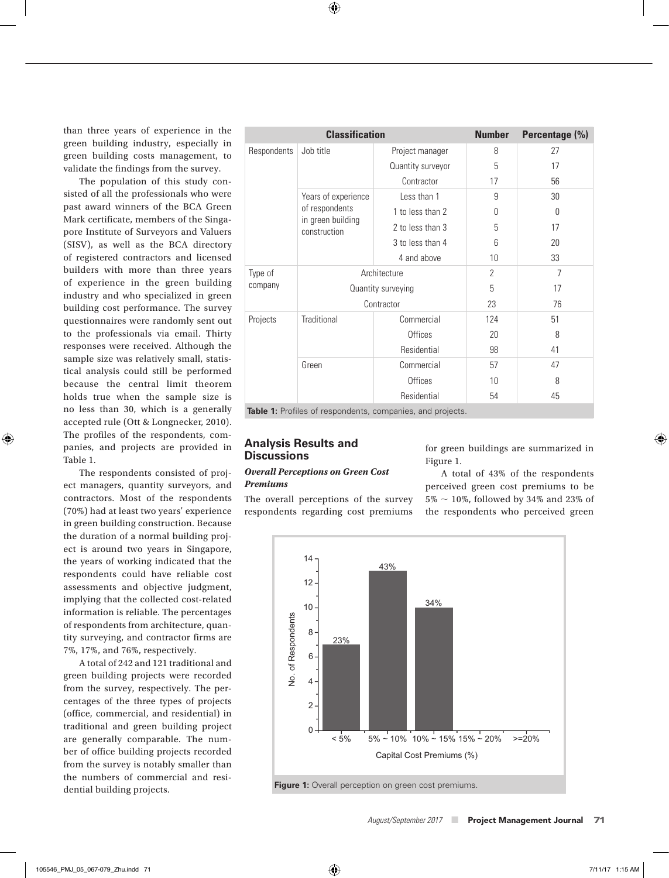than three years of experience in the green building industry, especially in green building costs management, to validate the findings from the survey.

The population of this study consisted of all the professionals who were past award winners of the BCA Green Mark certificate, members of the Singapore Institute of Surveyors and Valuers (SISV), as well as the BCA directory of registered contractors and licensed builders with more than three years of experience in the green building industry and who specialized in green building cost performance. The survey questionnaires were randomly sent out to the professionals via email. Thirty responses were received. Although the sample size was relatively small, statistical analysis could still be performed because the central limit theorem holds true when the sample size is no less than 30, which is a generally accepted rule (Ott & Longnecker, 2010). The profiles of the respondents, companies, and projects are provided in Table 1.

The respondents consisted of project managers, quantity surveyors, and contractors. Most of the respondents (70%) had at least two years' experience in green building construction. Because the duration of a normal building project is around two years in Singapore, the years of working indicated that the respondents could have reliable cost assessments and objective judgment, implying that the collected cost-related information is reliable. The percentages of respondents from architecture, quantity surveying, and contractor firms are 7%, 17%, and 76%, respectively.

A total of 242 and 121 traditional and green building projects were recorded from the survey, respectively. The percentages of the three types of projects (office, commercial, and residential) in traditional and green building project are generally comparable. The number of office building projects recorded from the survey is notably smaller than the numbers of commercial and residential building projects.

| Classification | | | Number | Percentage (%) |
|---|---|---|---|---|
| Respondents | Job title | Project manager | 8 | 27 |
| | | Quantity surveyor | 5 | 17 |
| | | Contractor | 17 | 56 |
| | Years of experience of respondents in green building construction | Less than 1 | 9 | 30 |
| | | 1 to less than 2 | 0 | 0 |
| | | 2 to less than 3 | 5 | 17 |
| | | 3 to less than 4 | 6 | 20 |
| | | 4 and above | 10 | 33 |
| Type of company | Architecture | | 2 | 7 |
| | Quantity surveying | | 5 | 17 |
| | Contractor | | 23 | 76 |
| Projects | Traditional | Commercial | 124 | 51 |
| | | Offices | 20 | 8 |
| | | Residential | 98 | 41 |
| | Green | Commercial | 57 | 47 |
| | | Offices | 10 | 8 |
| | | Residential | 54 | 45 |

**Table 1:** Profiles of respondents, companies, and projects.

## Analysis Results and Discussions

### *Overall Perceptions on Green Cost Premiums*

The overall perceptions of the survey respondents regarding cost premiums for green buildings are summarized in Figure 1.

A total of 43% of the respondents perceived green cost premiums to be 5% ~ 10%, followed by 34% and 23% of the respondents who perceived green

**Figure 1:** Overall perception on green cost premiums.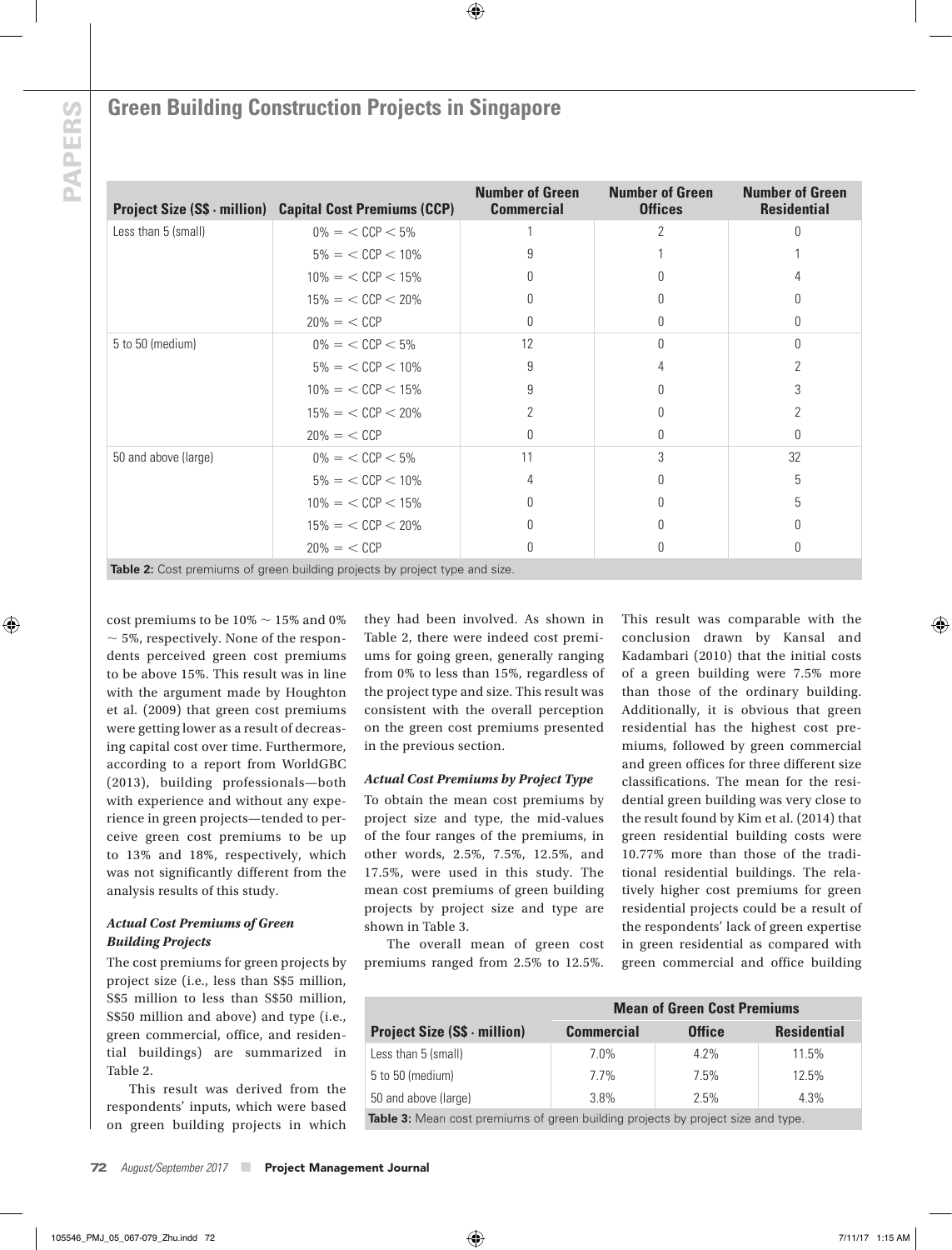| Project Size (S$ · million) | Capital Cost Premiums (CCP) | Number of Green Commercial | Number of Green Offices | Number of Green Residential |
|---|---|---|---|---|
| Less than 5 (small) | $0\% = < \text{CCP} < 5\%$ | 1 | 2 | 0 |
| | $5\% = < \text{CCP} < 10\%$ | 9 | 1 | 1 |
| | $10\% = < \text{CCP} < 15\%$ | 0 | 0 | 4 |
| | $15\% = < \text{CCP} < 20\%$ | 0 | 0 | 0 |
| | $20\% = < \text{CCP}$ | 0 | 0 | 0 |
| 5 to 50 (medium) | $0\% = < \text{CCP} < 5\%$ | 12 | 0 | 0 |
| | $5\% = < \text{CCP} < 10\%$ | 9 | 4 | 2 |
| | $10\% = < \text{CCP} < 15\%$ | 9 | 0 | 3 |
| | $15\% = < \text{CCP} < 20\%$ | 2 | 0 | 2 |
| | $20\% = < \text{CCP}$ | 0 | 0 | 0 |
| 50 and above (large) | $0\% = < \text{CCP} < 5\%$ | 11 | 3 | 32 |
| | $5\% = < \text{CCP} < 10\%$ | 4 | 0 | 5 |
| | $10\% = < \text{CCP} < 15\%$ | 0 | 0 | 5 |
| | $15\% = < \text{CCP} < 20\%$ | 0 | 0 | 0 |
| | $20\% = < \text{CCP}$ | 0 | 0 | 0 |

**Table 2:** Cost premiums of green building projects by project type and size.

cost premiums to be 10% ~ 15% and 0% ~ 5%, respectively. None of the respondents perceived green cost premiums to be above 15%. This result was in line with the argument made by Houghton et al. (2009) that green cost premiums were getting lower as a result of decreasing capital cost over time. Furthermore, according to a report from WorldGBC (2013), building professionals—both with experience and without any experience in green projects—tended to perceive green cost premiums to be up to 13% and 18%, respectively, which was not significantly different from the analysis results of this study.

#### *Actual Cost Premiums of Green Building Projects*

The cost premiums for green projects by project size (i.e., less than S$5 million, S$5 million to less than S$50 million, S$50 million and above) and type (i.e., green commercial, office, and residential buildings) are summarized in Table 2.

This result was derived from the respondents' inputs, which were based on green building projects in which they had been involved. As shown in Table 2, there were indeed cost premiums for going green, generally ranging from 0% to less than 15%, regardless of the project type and size. This result was consistent with the overall perception on the green cost premiums presented in the previous section.

#### *Actual Cost Premiums by Project Type*

To obtain the mean cost premiums by project size and type, the mid-values of the four ranges of the premiums, in other words, 2.5%, 7.5%, 12.5%, and 17.5%, were used in this study. The mean cost premiums of green building projects by project size and type are shown in Table 3.

The overall mean of green cost premiums ranged from 2.5% to 12.5%. This result was comparable with the conclusion drawn by Kansal and Kadambari (2010) that the initial costs of a green building were 7.5% more than those of the ordinary building. Additionally, it is obvious that green residential has the highest cost premiums, followed by green commercial and green offices for three different size classifications. The mean for the residential green building was very close to the result found by Kim et al. (2014) that green residential building costs were 10.77% more than those of the traditional residential buildings. The relatively higher cost premiums for green residential projects could be a result of the respondents' lack of green expertise in green residential as compared with green commercial and office building

| | Mean of Green Cost Premiums | | |
|---|---|---|---|
| Project Size (S$ · million) | Commercial | Office | Residential |
| Less than 5 (small) | 7.0% | 4.2% | 11.5% |
| 5 to 50 (medium) | 7.7% | 7.5% | 12.5% |
| 50 and above (large) | 3.8% | 2.5% | 4.3% |

**Table 3:** Mean cost premiums of green building projects by project size and type.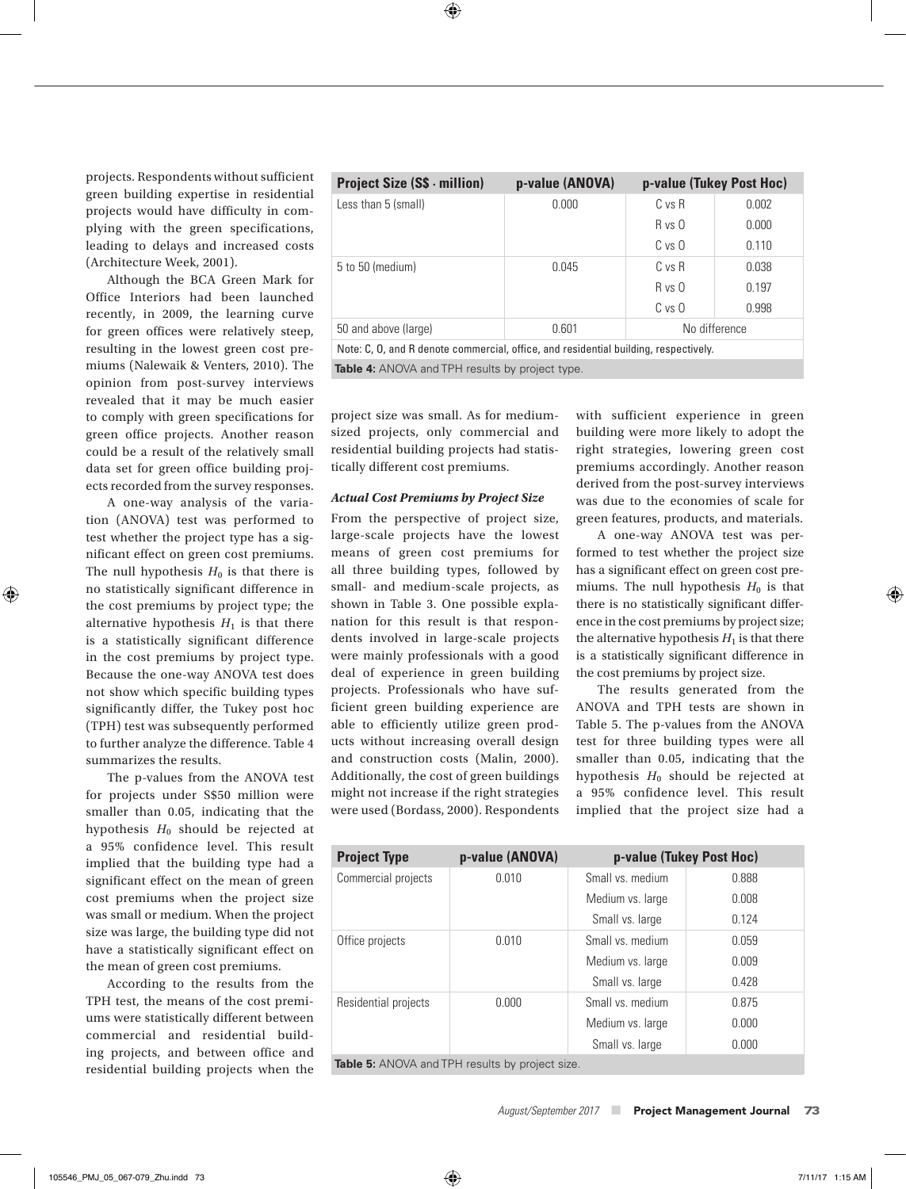projects. Respondents without sufficient green building expertise in residential projects would have difficulty in complying with the green specifications, leading to delays and increased costs (Architecture Week, 2001).

Although the BCA Green Mark for Office Interiors had been launched recently, in 2009, the learning curve for green offices were relatively steep, resulting in the lowest green cost premiums (Nalewaik & Venters, 2010). The opinion from post-survey interviews revealed that it may be much easier to comply with green specifications for green office projects. Another reason could be a result of the relatively small data set for green office building projects recorded from the survey responses.

A one-way analysis of the variation (ANOVA) test was performed to test whether the project type has a significant effect on green cost premiums. The null hypothesis $H_0$ is that there is no statistically significant difference in the cost premiums by project type; the alternative hypothesis $H_1$ is that there is a statistically significant difference in the cost premiums by project type. Because the one-way ANOVA test does not show which specific building types significantly differ, the Tukey post hoc (TPH) test was subsequently performed to further analyze the difference. Table 4 summarizes the results.

| Project Size (S$ · million) | p-value (ANOVA) | p-value (Tukey Post Hoc) | |
|---|---|---|---|
| Less than 5 (small) | 0.000 | C vs R | 0.002 |
| | | R vs O | 0.000 |
| | | C vs O | 0.110 |
| 5 to 50 (medium) | 0.045 | C vs R | 0.038 |
| | | R vs O | 0.197 |
| | | C vs O | 0.998 |
| 50 and above (large) | 0.601 | No difference | |

Note: C, O, and R denote commercial, office, and residential building, respectively.

**Table 4:** ANOVA and TPH results by project type.

The p-values from the ANOVA test for projects under S$50 million were smaller than 0.05, indicating that the hypothesis $H_0$ should be rejected at a 95% confidence level. This result implied that the building type had a significant effect on the mean of green cost premiums when the project size was small or medium. When the project size was large, the building type did not have a statistically significant effect on the mean of green cost premiums.

According to the results from the TPH test, the means of the cost premiums were statistically different between commercial and residential building projects, and between office and residential building projects when the project size was small. As for medium-sized projects, only commercial and residential building projects had statistically different cost premiums.

### *Actual Cost Premiums by Project Size*

From the perspective of project size, large-scale projects have the lowest means of green cost premiums for all three building types, followed by small- and medium-scale projects, as shown in Table 3. One possible explanation for this result is that respondents involved in large-scale projects were mainly professionals with a good deal of experience in green building projects. Professionals who have sufficient green building experience are able to efficiently utilize green products without increasing overall design and construction costs (Malin, 2000). Additionally, the cost of green buildings might not increase if the right strategies were used (Bordass, 2000). Respondents with sufficient experience in green building were more likely to adopt the right strategies, lowering green cost premiums accordingly. Another reason derived from the post-survey interviews was due to the economies of scale for green features, products, and materials.

A one-way ANOVA test was performed to test whether the project size has a significant effect on green cost premiums. The null hypothesis $H_0$ is that there is no statistically significant difference in the cost premiums by project size; the alternative hypothesis $H_1$ is that there is a statistically significant difference in the cost premiums by project size.

The results generated from the ANOVA and TPH tests are shown in Table 5. The p-values from the ANOVA test for three building types were all smaller than 0.05, indicating that the hypothesis $H_0$ should be rejected at a 95% confidence level. This result implied that the project size had a

| Project Type | p-value (ANOVA) | p-value (Tukey Post Hoc) | |
|---|---|---|---|
| Commercial projects | 0.010 | Small vs. medium | 0.888 |
| | | Medium vs. large | 0.008 |
| | | Small vs. large | 0.124 |
| Office projects | 0.010 | Small vs. medium | 0.059 |
| | | Medium vs. large | 0.009 |
| | | Small vs. large | 0.428 |
| Residential projects | 0.000 | Small vs. medium | 0.875 |
| | | Medium vs. large | 0.000 |
| | | Small vs. large | 0.000 |

**Table 5:** ANOVA and TPH results by project size.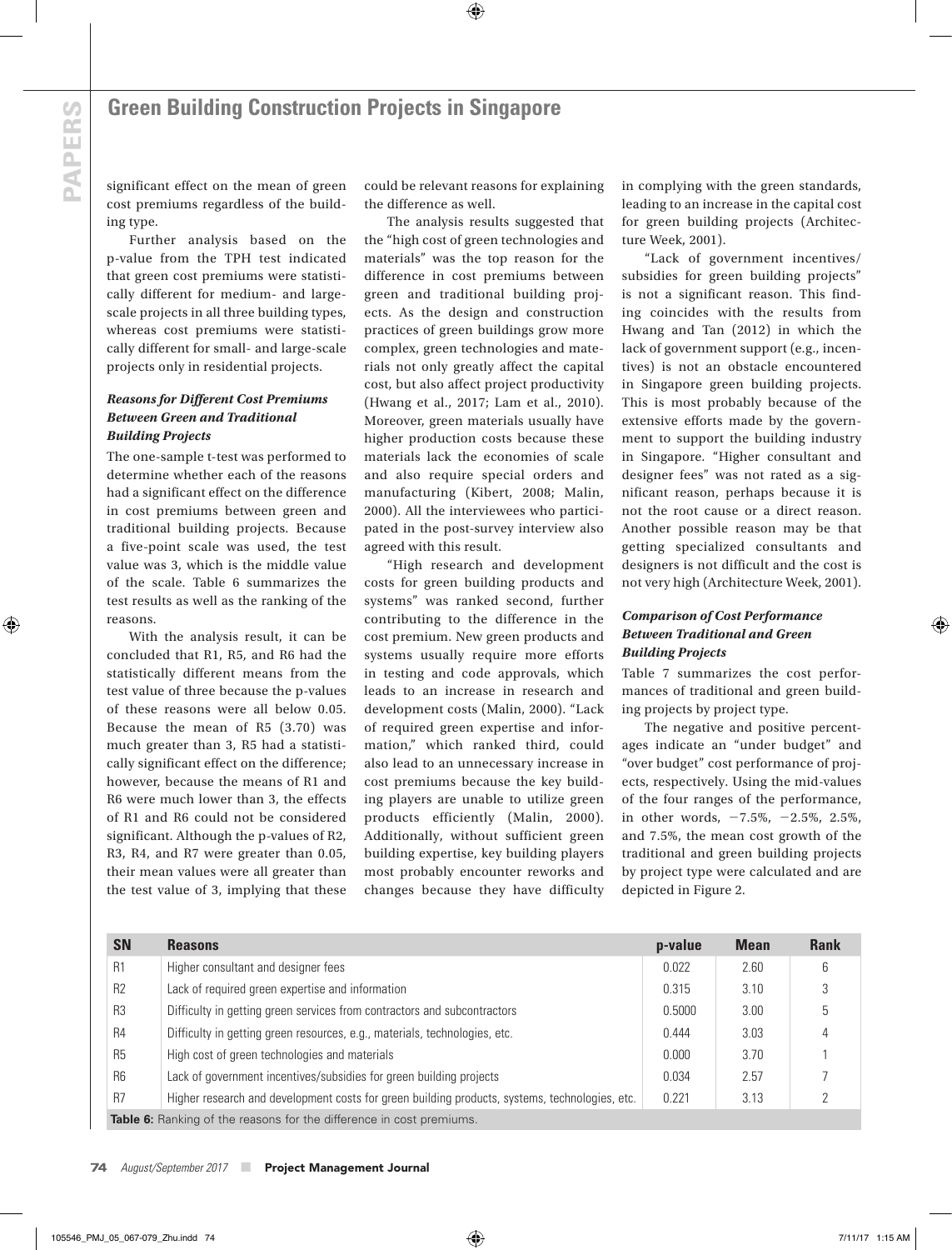significant effect on the mean of green cost premiums regardless of the building type.

Further analysis based on the p-value from the TPH test indicated that green cost premiums were statistically different for medium- and large-scale projects in all three building types, whereas cost premiums were statistically different for small- and large-scale projects only in residential projects.

### *Reasons for Different Cost Premiums Between Green and Traditional Building Projects*

The one-sample t-test was performed to determine whether each of the reasons had a significant effect on the difference in cost premiums between green and traditional building projects. Because a five-point scale was used, the test value was 3, which is the middle value of the scale. Table 6 summarizes the test results as well as the ranking of the reasons.

With the analysis result, it can be concluded that R1, R5, and R6 had the statistically different means from the test value of three because the p-values of these reasons were all below 0.05. Because the mean of R5 (3.70) was much greater than 3, R5 had a statistically significant effect on the difference; however, because the means of R1 and R6 were much lower than 3, the effects of R1 and R6 could not be considered significant. Although the p-values of R2, R3, R4, and R7 were greater than 0.05, their mean values were all greater than the test value of 3, implying that these could be relevant reasons for explaining the difference as well.

The analysis results suggested that the "high cost of green technologies and materials" was the top reason for the difference in cost premiums between green and traditional building projects. As the design and construction practices of green buildings grow more complex, green technologies and materials not only greatly affect the capital cost, but also affect project productivity (Hwang et al., 2017; Lam et al., 2010). Moreover, green materials usually have higher production costs because these materials lack the economies of scale and also require special orders and manufacturing (Kibert, 2008; Malin, 2000). All the interviewees who participated in the post-survey interview also agreed with this result.

"High research and development costs for green building products and systems" was ranked second, further contributing to the difference in the cost premium. New green products and systems usually require more efforts in testing and code approvals, which leads to an increase in research and development costs (Malin, 2000). "Lack of required green expertise and information," which ranked third, could also lead to an unnecessary increase in cost premiums because the key building players are unable to utilize green products efficiently (Malin, 2000). Additionally, without sufficient green building expertise, key building players most probably encounter reworks and changes because they have difficulty in complying with the green standards, leading to an increase in the capital cost for green building projects (Architecture Week, 2001).

"Lack of government incentives/subsidies for green building projects" is not a significant reason. This finding coincides with the results from Hwang and Tan (2012) in which the lack of government support (e.g., incentives) is not an obstacle encountered in Singapore green building projects. This is most probably because of the extensive efforts made by the government to support the building industry in Singapore. "Higher consultant and designer fees" was not rated as a significant reason, perhaps because it is not the root cause or a direct reason. Another possible reason may be that getting specialized consultants and designers is not difficult and the cost is not very high (Architecture Week, 2001).

### *Comparison of Cost Performance Between Traditional and Green Building Projects*

Table 7 summarizes the cost performances of traditional and green building projects by project type.

The negative and positive percentages indicate an "under budget" and "over budget" cost performance of projects, respectively. Using the mid-values of the four ranges of the performance, in other words, −7.5%, −2.5%, 2.5%, and 7.5%, the mean cost growth of the traditional and green building projects by project type were calculated and are depicted in Figure 2.

| SN | Reasons | p-value | Mean | Rank |
|---|---|---|---|---|
| R1 | Higher consultant and designer fees | 0.022 | 2.60 | 6 |
| R2 | Lack of required green expertise and information | 0.315 | 3.10 | 3 |
| R3 | Difficulty in getting green services from contractors and subcontractors | 0.5000 | 3.00 | 5 |
| R4 | Difficulty in getting green resources, e.g., materials, technologies, etc. | 0.444 | 3.03 | 4 |
| R5 | High cost of green technologies and materials | 0.000 | 3.70 | 1 |
| R6 | Lack of government incentives/subsidies for green building projects | 0.034 | 2.57 | 7 |
| R7 | Higher research and development costs for green building products, systems, technologies, etc. | 0.221 | 3.13 | 2 |

**Table 6:** Ranking of the reasons for the difference in cost premiums.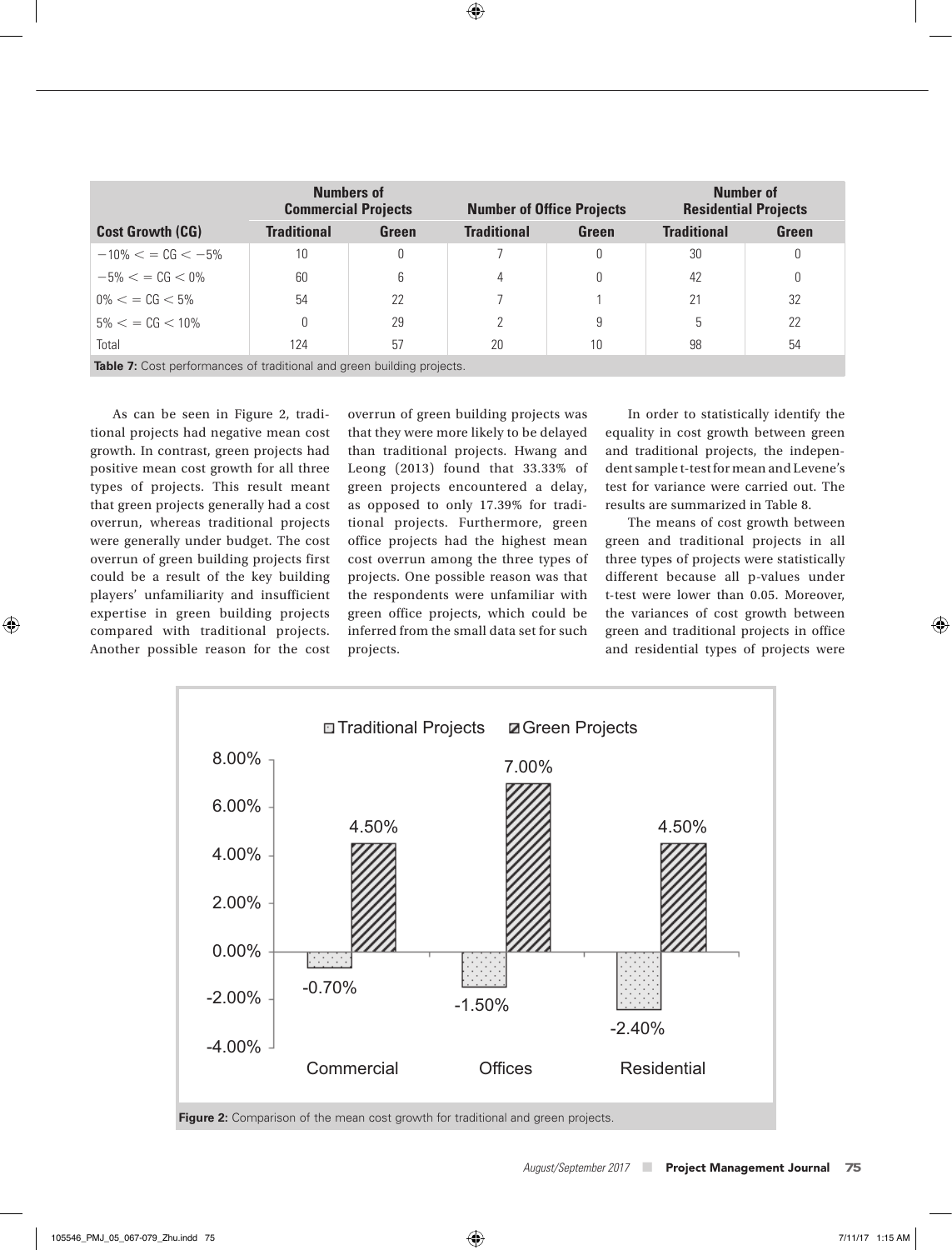| | Numbers of Commercial Projects | | Number of Office Projects | | Number of Residential Projects | |
|---|---|---|---|---|---|---|
| **Cost Growth (CG)** | **Traditional** | **Green** | **Traditional** | **Green** | **Traditional** | **Green** |
| $-10\% <= CG < -5\%$ | 10 | 0 | 7 | 0 | 30 | 0 |
| $-5\% <= CG < 0\%$ | 60 | 6 | 4 | 0 | 42 | 0 |
| $0\% <= CG < 5\%$ | 54 | 22 | 7 | 1 | 21 | 32 |
| $5\% <= CG < 10\%$ | 0 | 29 | 2 | 9 | 5 | 22 |
| Total | 124 | 57 | 20 | 10 | 98 | 54 |

**Table 7:** Cost performances of traditional and green building projects.

As can be seen in Figure 2, traditional projects had negative mean cost growth. In contrast, green projects had positive mean cost growth for all three types of projects. This result meant that green projects generally had a cost overrun, whereas traditional projects were generally under budget. The cost overrun of green building projects first could be a result of the key building players' unfamiliarity and insufficient expertise in green building projects compared with traditional projects. Another possible reason for the cost overrun of green building projects was that they were more likely to be delayed than traditional projects. Hwang and Leong (2013) found that 33.33% of green projects encountered a delay, as opposed to only 17.39% for traditional projects. Furthermore, green office projects had the highest mean cost overrun among the three types of projects. One possible reason was that the respondents were unfamiliar with green office projects, which could be inferred from the small data set for such projects.

In order to statistically identify the equality in cost growth between green and traditional projects, the independent sample t-test for mean and Levene's test for variance were carried out. The results are summarized in Table 8.

The means of cost growth between green and traditional projects in all three types of projects were statistically different because all p-values under t-test were lower than 0.05. Moreover, the variances of cost growth between green and traditional projects in office and residential types of projects were

| | Traditional Projects | Green Projects |
|---|---|---|
| Commercial | -0.70% | 4.50% |
| Offices | -1.50% | 7.00% |
| Residential | -2.40% | 4.50% |

**Figure 2:** Comparison of the mean cost growth for traditional and green projects.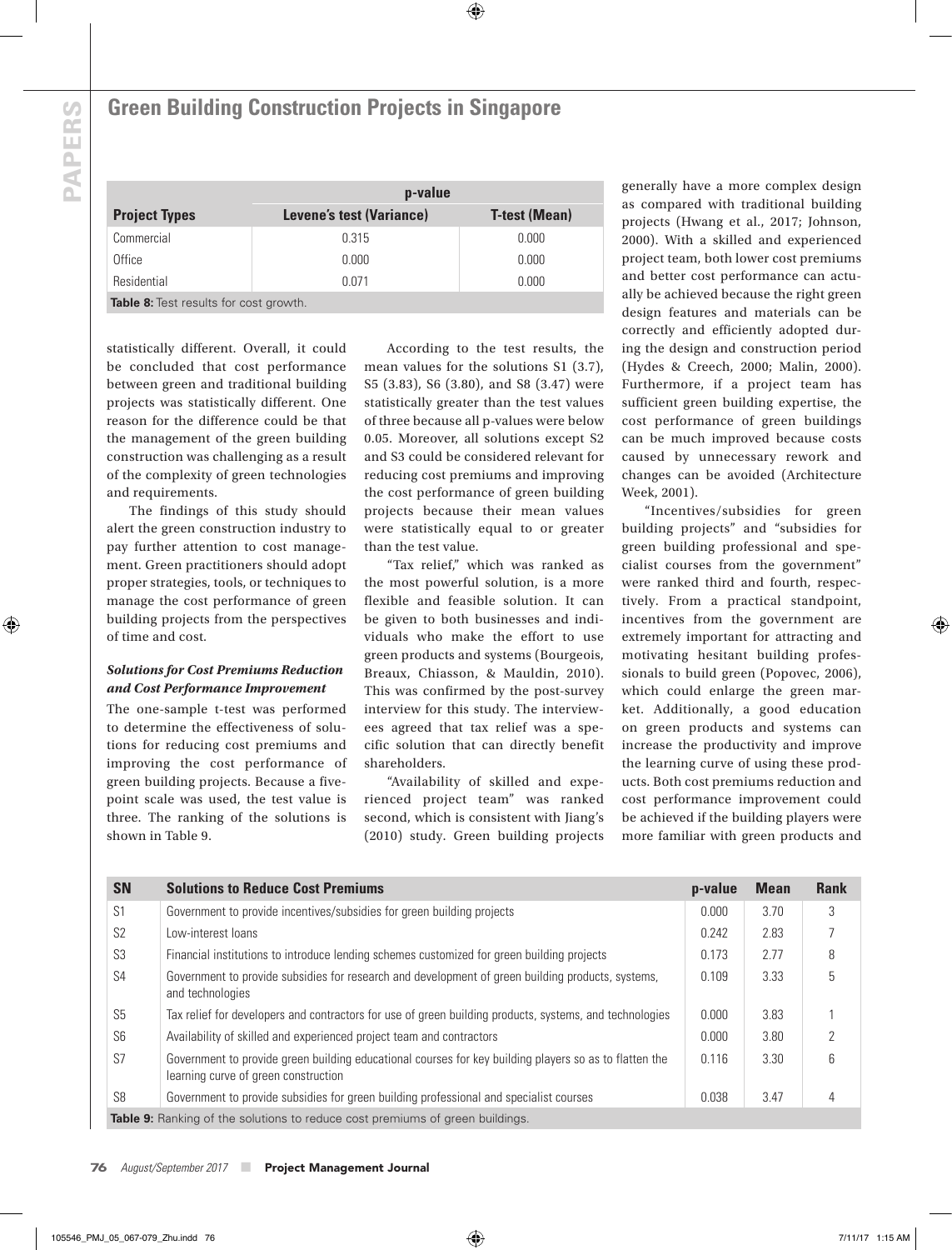| Project Types | p-value | |
|---|---|---|
| | Levene's test (Variance) | T-test (Mean) |
| Commercial | 0.315 | 0.000 |
| Office | 0.000 | 0.000 |
| Residential | 0.071 | 0.000 |

**Table 8:** Test results for cost growth.

statistically different. Overall, it could be concluded that cost performance between green and traditional building projects was statistically different. One reason for the difference could be that the management of the green building construction was challenging as a result of the complexity of green technologies and requirements.

The findings of this study should alert the green construction industry to pay further attention to cost management. Green practitioners should adopt proper strategies, tools, or techniques to manage the cost performance of green building projects from the perspectives of time and cost.

### *Solutions for Cost Premiums Reduction and Cost Performance Improvement*

The one-sample t-test was performed to determine the effectiveness of solutions for reducing cost premiums and improving the cost performance of green building projects. Because a five-point scale was used, the test value is three. The ranking of the solutions is shown in Table 9.

According to the test results, the mean values for the solutions S1 (3.7), S5 (3.83), S6 (3.80), and S8 (3.47) were statistically greater than the test values of three because all p-values were below 0.05. Moreover, all solutions except S2 and S3 could be considered relevant for reducing cost premiums and improving the cost performance of green building projects because their mean values were statistically equal to or greater than the test value.

"Tax relief," which was ranked as the most powerful solution, is a more flexible and feasible solution. It can be given to both businesses and individuals who make the effort to use green products and systems (Bourgeois, Breaux, Chiasson, & Mauldin, 2010). This was confirmed by the post-survey interview for this study. The interviewees agreed that tax relief was a specific solution that can directly benefit shareholders.

"Availability of skilled and experienced project team" was ranked second, which is consistent with Jiang's (2010) study. Green building projects generally have a more complex design as compared with traditional building projects (Hwang et al., 2017; Johnson, 2000). With a skilled and experienced project team, both lower cost premiums and better cost performance can actually be achieved because the right green design features and materials can be correctly and efficiently adopted during the design and construction period (Hydes & Creech, 2000; Malin, 2000). Furthermore, if a project team has sufficient green building expertise, the cost performance of green buildings can be much improved because costs caused by unnecessary rework and changes can be avoided (Architecture Week, 2001).

"Incentives/subsidies for green building projects" and "subsidies for green building professional and specialist courses from the government" were ranked third and fourth, respectively. From a practical standpoint, incentives from the government are extremely important for attracting and motivating hesitant building professionals to build green (Popovec, 2006), which could enlarge the green market. Additionally, a good education on green products and systems can increase the productivity and improve the learning curve of using these products. Both cost premiums reduction and cost performance improvement could be achieved if the building players were more familiar with green products and

| SN | Solutions to Reduce Cost Premiums | p-value | Mean | Rank |
|---|---|---|---|---|
| S1 | Government to provide incentives/subsidies for green building projects | 0.000 | 3.70 | 3 |
| S2 | Low-interest loans | 0.242 | 2.83 | 7 |
| S3 | Financial institutions to introduce lending schemes customized for green building projects | 0.173 | 2.77 | 8 |
| S4 | Government to provide subsidies for research and development of green building products, systems, and technologies | 0.109 | 3.33 | 5 |
| S5 | Tax relief for developers and contractors for use of green building products, systems, and technologies | 0.000 | 3.83 | 1 |
| S6 | Availability of skilled and experienced project team and contractors | 0.000 | 3.80 | 2 |
| S7 | Government to provide green building educational courses for key building players so as to flatten the learning curve of green construction | 0.116 | 3.30 | 6 |
| S8 | Government to provide subsidies for green building professional and specialist courses | 0.038 | 3.47 | 4 |

**Table 9:** Ranking of the solutions to reduce cost premiums of green buildings.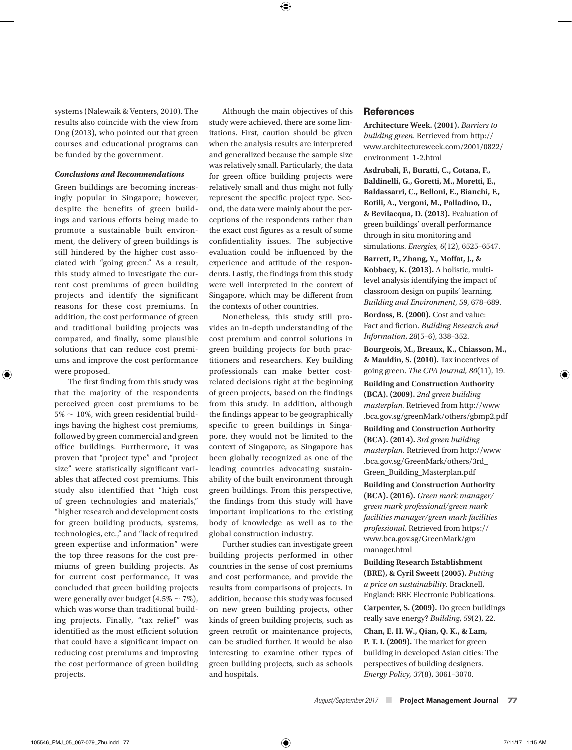systems (Nalewaik & Venters, 2010). The results also coincide with the view from Ong (2013), who pointed out that green courses and educational programs can be funded by the government.

### *Conclusions and Recommendations*

Green buildings are becoming increasingly popular in Singapore; however, despite the benefits of green buildings and various efforts being made to promote a sustainable built environment, the delivery of green buildings is still hindered by the higher cost associated with "going green." As a result, this study aimed to investigate the current cost premiums of green building projects and identify the significant reasons for these cost premiums. In addition, the cost performance of green and traditional building projects was compared, and finally, some plausible solutions that can reduce cost premiums and improve the cost performance were proposed.

The first finding from this study was that the majority of the respondents perceived green cost premiums to be $5\% \sim 10\%$, with green residential buildings having the highest cost premiums, followed by green commercial and green office buildings. Furthermore, it was proven that "project type" and "project size" were statistically significant variables that affected cost premiums. This study also identified that "high cost of green technologies and materials," "higher research and development costs for green building products, systems, technologies, etc.," and "lack of required green expertise and information" were the top three reasons for the cost premiums of green building projects. As for current cost performance, it was concluded that green building projects were generally over budget ($4.5\% \sim 7\%$), which was worse than traditional building projects. Finally, "tax relief" was identified as the most efficient solution that could have a significant impact on reducing cost premiums and improving the cost performance of green building projects.

Although the main objectives of this study were achieved, there are some limitations. First, caution should be given when the analysis results are interpreted and generalized because the sample size was relatively small. Particularly, the data for green office building projects were relatively small and thus might not fully represent the specific project type. Second, the data were mainly about the perceptions of the respondents rather than the exact cost figures as a result of some confidentiality issues. The subjective evaluation could be influenced by the experience and attitude of the respondents. Lastly, the findings from this study were well interpreted in the context of Singapore, which may be different from the contexts of other countries.

Nonetheless, this study still provides an in-depth understanding of the cost premium and control solutions in green building projects for both practitioners and researchers. Key building professionals can make better cost-related decisions right at the beginning of green projects, based on the findings from this study. In addition, although the findings appear to be geographically specific to green buildings in Singapore, they would not be limited to the context of Singapore, as Singapore has been globally recognized as one of the leading countries advocating sustainability of the built environment through green buildings. From this perspective, the findings from this study will have important implications to the existing body of knowledge as well as to the global construction industry.

Further studies can investigate green building projects performed in other countries in the sense of cost premiums and cost performance, and provide the results from comparisons of projects. In addition, because this study was focused on new green building projects, other kinds of green building projects, such as green retrofit or maintenance projects, can be studied further. It would be also interesting to examine other types of green building projects, such as schools and hospitals.

## References

**Architecture Week. (2001).** *Barriers to building green*. Retrieved from http://www.architectureweek.com/2001/0822/environment_1-2.html

**Asdrubali, F., Buratti, C., Cotana, F., Baldinelli, G., Goretti, M., Moretti, E., Baldassarri, C., Belloni, E., Bianchi, F., Rotili, A., Vergoni, M., Palladino, D., & Bevilacqua, D. (2013).** Evaluation of green buildings' overall performance through in situ monitoring and simulations. *Energies, 6*(12), 6525–6547.

**Barrett, P., Zhang, Y., Moffat, J., & Kobbacy, K. (2013).** A holistic, multi-level analysis identifying the impact of classroom design on pupils' learning. *Building and Environment, 59*, 678–689.

**Bordass, B. (2000).** Cost and value: Fact and fiction. *Building Research and Information, 28*(5–6), 338–352.

**Bourgeois, M., Breaux, K., Chiasson, M., & Mauldin, S. (2010).** Tax incentives of going green. *The CPA Journal, 80*(11), 19.

**Building and Construction Authority (BCA). (2009).** *2nd green building masterplan.* Retrieved from http://www.bca.gov.sg/greenMark/others/gbmp2.pdf

**Building and Construction Authority (BCA). (2014).** *3rd green building masterplan*. Retrieved from http://www.bca.gov.sg/GreenMark/others/3rd_Green_Building_Masterplan.pdf

**Building and Construction Authority (BCA). (2016).** *Green mark manager/green mark professional/green mark facilities manager/green mark facilities professional*. Retrieved from https://www.bca.gov.sg/GreenMark/gm_manager.html

**Building Research Establishment (BRE), & Cyril Sweett (2005).** *Putting a price on sustainability*. Bracknell, England: BRE Electronic Publications.

**Carpenter, S. (2009).** Do green buildings really save energy? *Building, 59*(2), 22.

**Chan, E. H. W., Qian, Q. K., & Lam, P. T. I. (2009).** The market for green building in developed Asian cities: The perspectives of building designers. *Energy Policy, 37*(8), 3061–3070.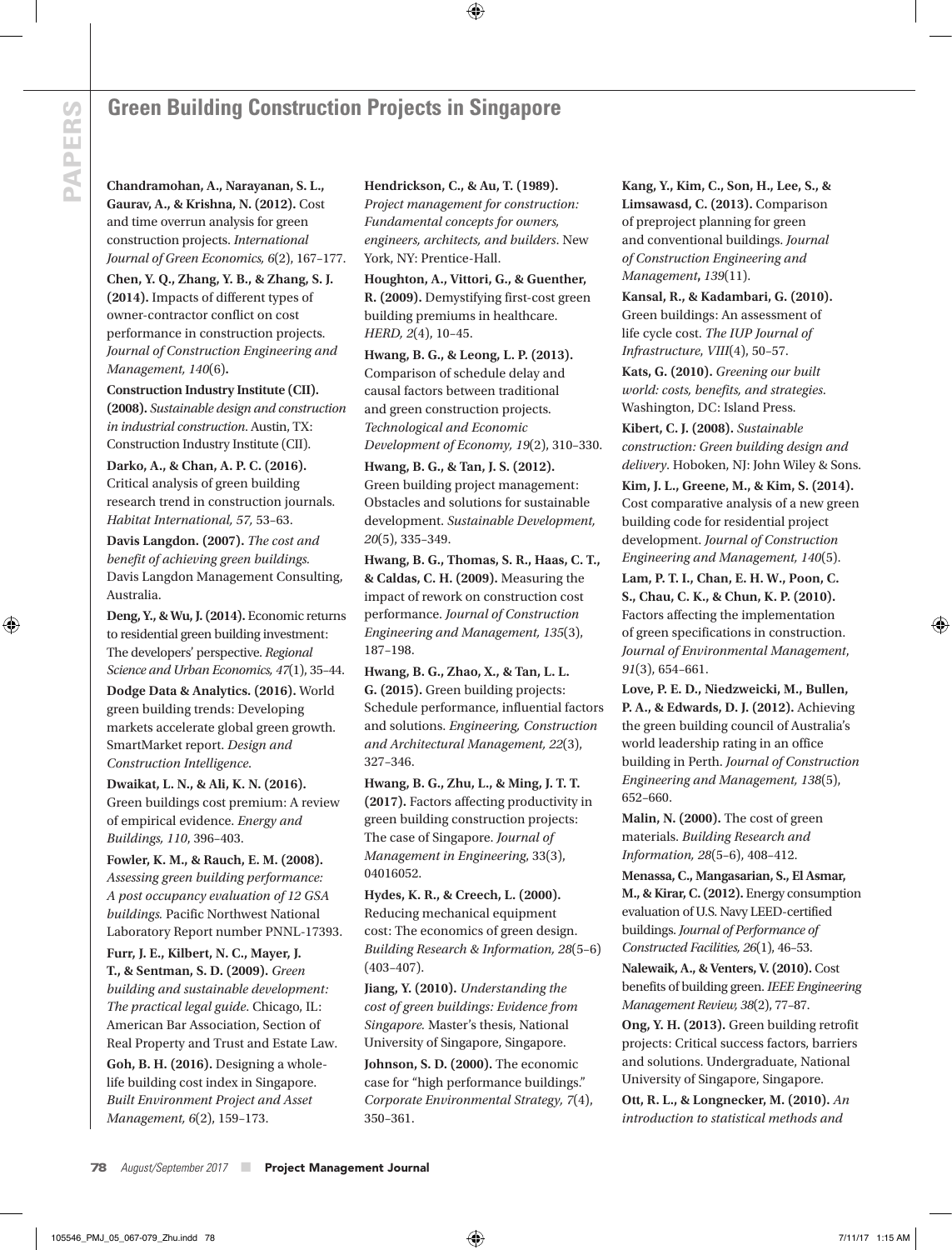**Chandramohan, A., Narayanan, S. L., Gaurav, A., & Krishna, N. (2012).** Cost and time overrun analysis for green construction projects. *International Journal of Green Economics, 6*(2), 167–177.

**Chen, Y. Q., Zhang, Y. B., & Zhang, S. J. (2014).** Impacts of different types of owner-contractor conflict on cost performance in construction projects. *Journal of Construction Engineering and Management, 140*(6).

**Construction Industry Institute (CII). (2008).** *Sustainable design and construction in industrial construction.* Austin, TX: Construction Industry Institute (CII).

**Darko, A., & Chan, A. P. C. (2016).** Critical analysis of green building research trend in construction journals. *Habitat International, 57,* 53–63.

**Davis Langdon. (2007).** *The cost and benefit of achieving green buildings.* Davis Langdon Management Consulting, Australia.

**Deng, Y., & Wu, J. (2014).** Economic returns to residential green building investment: The developers' perspective. *Regional Science and Urban Economics, 47*(1), 35–44.

**Dodge Data & Analytics. (2016).** World green building trends: Developing markets accelerate global green growth. SmartMarket report. *Design and Construction Intelligence.*

**Dwaikat, L. N., & Ali, K. N. (2016).** Green buildings cost premium: A review of empirical evidence. *Energy and Buildings, 110*, 396–403.

**Fowler, K. M., & Rauch, E. M. (2008).** *Assessing green building performance: A post occupancy evaluation of 12 GSA buildings.* Pacific Northwest National Laboratory Report number PNNL-17393.

**Furr, J. E., Kilbert, N. C., Mayer, J. T., & Sentman, S. D. (2009).** *Green building and sustainable development: The practical legal guide*. Chicago, IL: American Bar Association, Section of Real Property and Trust and Estate Law.

**Goh, B. H. (2016).** Designing a whole-life building cost index in Singapore. *Built Environment Project and Asset Management, 6*(2), 159–173.

**Hendrickson, C., & Au, T. (1989).** *Project management for construction: Fundamental concepts for owners, engineers, architects, and builders*. New York, NY: Prentice-Hall.

**Houghton, A., Vittori, G., & Guenther, R. (2009).** Demystifying first-cost green building premiums in healthcare. *HERD, 2*(4), 10–45.

**Hwang, B. G., & Leong, L. P. (2013).** Comparison of schedule delay and causal factors between traditional and green construction projects. *Technological and Economic Development of Economy, 19*(2), 310–330.

**Hwang, B. G., & Tan, J. S. (2012).** Green building project management: Obstacles and solutions for sustainable development. *Sustainable Development, 20*(5), 335–349.

**Hwang, B. G., Thomas, S. R., Haas, C. T., & Caldas, C. H. (2009).** Measuring the impact of rework on construction cost performance. *Journal of Construction Engineering and Management, 135*(3), 187–198.

**Hwang, B. G., Zhao, X., & Tan, L. L. G. (2015).** Green building projects: Schedule performance, influential factors and solutions. *Engineering, Construction and Architectural Management, 22*(3), 327–346.

**Hwang, B. G., Zhu, L., & Ming, J. T. T. (2017).** Factors affecting productivity in green building construction projects: The case of Singapore. *Journal of Management in Engineering*, 33(3), 04016052.

**Hydes, K. R., & Creech, L. (2000).** Reducing mechanical equipment cost: The economics of green design. *Building Research & Information, 28*(5–6) (403–407).

**Jiang, Y. (2010).** *Understanding the cost of green buildings: Evidence from Singapore.* Master's thesis, National University of Singapore, Singapore.

**Johnson, S. D. (2000).** The economic case for "high performance buildings." *Corporate Environmental Strategy, 7*(4), 350–361.

**Kang, Y., Kim, C., Son, H., Lee, S., & Limsawasd, C. (2013).** Comparison of preproject planning for green and conventional buildings. *Journal of Construction Engineering and Management***,** *139*(11).

**Kansal, R., & Kadambari, G. (2010).** Green buildings: An assessment of life cycle cost. *The IUP Journal of Infrastructure, VIII*(4), 50–57.

**Kats, G. (2010).** *Greening our built world: costs, benefits, and strategies.* Washington, DC: Island Press.

**Kibert, C. J. (2008).** *Sustainable construction: Green building design and delivery*. Hoboken, NJ: John Wiley & Sons.

**Kim, J. L., Greene, M., & Kim, S. (2014).** Cost comparative analysis of a new green building code for residential project development. *Journal of Construction Engineering and Management, 140*(5).

**Lam, P. T. I., Chan, E. H. W., Poon, C. S., Chau, C. K., & Chun, K. P. (2010).** Factors affecting the implementation of green specifications in construction. *Journal of Environmental Management*, *91*(3), 654–661.

**Love, P. E. D., Niedzweicki, M., Bullen, P. A., & Edwards, D. J. (2012).** Achieving the green building council of Australia's world leadership rating in an office building in Perth. *Journal of Construction Engineering and Management, 138*(5), 652–660.

**Malin, N. (2000).** The cost of green materials. *Building Research and Information, 28*(5–6), 408–412.

**Menassa, C., Mangasarian, S., El Asmar, M., & Kirar, C. (2012).** Energy consumption evaluation of U.S. Navy LEED-certified buildings. *Journal of Performance of Constructed Facilities, 26*(1), 46–53.

**Nalewaik, A., & Venters, V. (2010).** Cost benefits of building green. *IEEE Engineering Management Review, 38*(2), 77–87.

**Ong, Y. H. (2013).** Green building retrofit projects: Critical success factors, barriers and solutions. Undergraduate, National University of Singapore, Singapore.

**Ott, R. L., & Longnecker, M. (2010).** *An introduction to statistical methods and*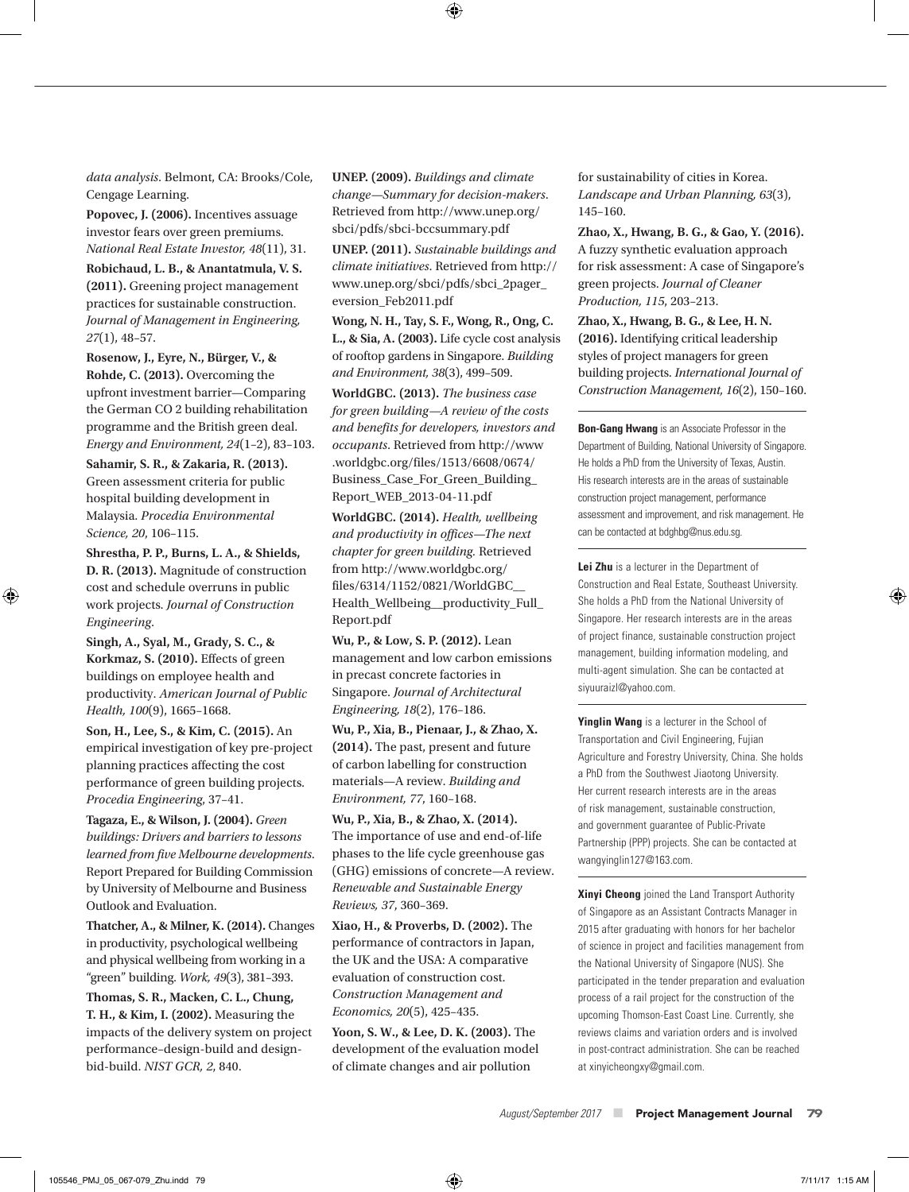*data analysis*. Belmont, CA: Brooks/Cole, Cengage Learning.

**Popovec, J. (2006).** Incentives assuage investor fears over green premiums. *National Real Estate Investor, 48*(11), 31.

**Robichaud, L. B., & Anantatmula, V. S. (2011).** Greening project management practices for sustainable construction. *Journal of Management in Engineering, 27*(1), 48–57.

**Rosenow, J., Eyre, N., Bürger, V., & Rohde, C. (2013).** Overcoming the upfront investment barrier—Comparing the German CO 2 building rehabilitation programme and the British green deal. *Energy and Environment, 24*(1–2), 83–103.

**Sahamir, S. R., & Zakaria, R. (2013).** Green assessment criteria for public hospital building development in Malaysia. *Procedia Environmental Science, 20*, 106–115.

**Shrestha, P. P., Burns, L. A., & Shields, D. R. (2013).** Magnitude of construction cost and schedule overruns in public work projects. *Journal of Construction Engineering*.

**Singh, A., Syal, M., Grady, S. C., & Korkmaz, S. (2010).** Effects of green buildings on employee health and productivity. *American Journal of Public Health, 100*(9), 1665–1668.

**Son, H., Lee, S., & Kim, C. (2015).** An empirical investigation of key pre-project planning practices affecting the cost performance of green building projects. *Procedia Engineering*, 37–41.

**Tagaza, E., & Wilson, J. (2004).** *Green buildings: Drivers and barriers to lessons learned from five Melbourne developments*. Report Prepared for Building Commission by University of Melbourne and Business Outlook and Evaluation.

**Thatcher, A., & Milner, K. (2014).** Changes in productivity, psychological wellbeing and physical wellbeing from working in a "green" building. *Work, 49*(3), 381–393.

**Thomas, S. R., Macken, C. L., Chung, T. H., & Kim, I. (2002).** Measuring the impacts of the delivery system on project performance–design-build and design-bid-build. *NIST GCR, 2*, 840.

**UNEP. (2009).** *Buildings and climate change—Summary for decision-makers*. Retrieved from http://www.unep.org/sbci/pdfs/sbci-bccsummary.pdf

**UNEP. (2011).** *Sustainable buildings and climate initiatives*. Retrieved from http://www.unep.org/sbci/pdfs/sbci_2pager_eversion_Feb2011.pdf

**Wong, N. H., Tay, S. F., Wong, R., Ong, C. L., & Sia, A. (2003).** Life cycle cost analysis of rooftop gardens in Singapore. *Building and Environment, 38*(3), 499–509.

**WorldGBC. (2013).** *The business case for green building—A review of the costs and benefits for developers, investors and occupants*. Retrieved from http://www.worldgbc.org/files/1513/6608/0674/Business_Case_For_Green_Building_Report_WEB_2013-04-11.pdf

**WorldGBC. (2014).** *Health, wellbeing and productivity in offices—The next chapter for green building*. Retrieved from http://www.worldgbc.org/files/6314/1152/0821/WorldGBC__Health_Wellbeing__productivity_Full_Report.pdf

**Wu, P., & Low, S. P. (2012).** Lean management and low carbon emissions in precast concrete factories in Singapore. *Journal of Architectural Engineering, 18*(2), 176–186.

**Wu, P., Xia, B., Pienaar, J., & Zhao, X. (2014).** The past, present and future of carbon labelling for construction materials—A review. *Building and Environment, 77*, 160–168.

**Wu, P., Xia, B., & Zhao, X. (2014).** The importance of use and end-of-life phases to the life cycle greenhouse gas (GHG) emissions of concrete—A review. *Renewable and Sustainable Energy Reviews, 37*, 360–369.

**Xiao, H., & Proverbs, D. (2002).** The performance of contractors in Japan, the UK and the USA: A comparative evaluation of construction cost. *Construction Management and Economics, 20*(5), 425–435.

**Yoon, S. W., & Lee, D. K. (2003).** The development of the evaluation model of climate changes and air pollution for sustainability of cities in Korea. *Landscape and Urban Planning, 63*(3), 145–160.

**Zhao, X., Hwang, B. G., & Gao, Y. (2016).** A fuzzy synthetic evaluation approach for risk assessment: A case of Singapore's green projects. *Journal of Cleaner Production, 115*, 203–213.

**Zhao, X., Hwang, B. G., & Lee, H. N. (2016).** Identifying critical leadership styles of project managers for green building projects. *International Journal of Construction Management, 16*(2), 150–160.

---

**Bon-Gang Hwang** is an Associate Professor in the Department of Building, National University of Singapore. He holds a PhD from the University of Texas, Austin. His research interests are in the areas of sustainable construction project management, performance assessment and improvement, and risk management. He can be contacted at bdghbg@nus.edu.sg.

**Lei Zhu** is a lecturer in the Department of Construction and Real Estate, Southeast University. She holds a PhD from the National University of Singapore. Her research interests are in the areas of project finance, sustainable construction project management, building information modeling, and multi-agent simulation. She can be contacted at siyuuraizl@yahoo.com.

**Yinglin Wang** is a lecturer in the School of Transportation and Civil Engineering, Fujian Agriculture and Forestry University, China. She holds a PhD from the Southwest Jiaotong University. Her current research interests are in the areas of risk management, sustainable construction, and government guarantee of Public-Private Partnership (PPP) projects. She can be contacted at wangyinglin127@163.com.

**Xinyi Cheong** joined the Land Transport Authority of Singapore as an Assistant Contracts Manager in 2015 after graduating with honors for her bachelor of science in project and facilities management from the National University of Singapore (NUS). She participated in the tender preparation and evaluation process of a rail project for the construction of the upcoming Thomson-East Coast Line. Currently, she reviews claims and variation orders and is involved in post-contract administration. She can be reached at xinyicheongxy@gmail.com.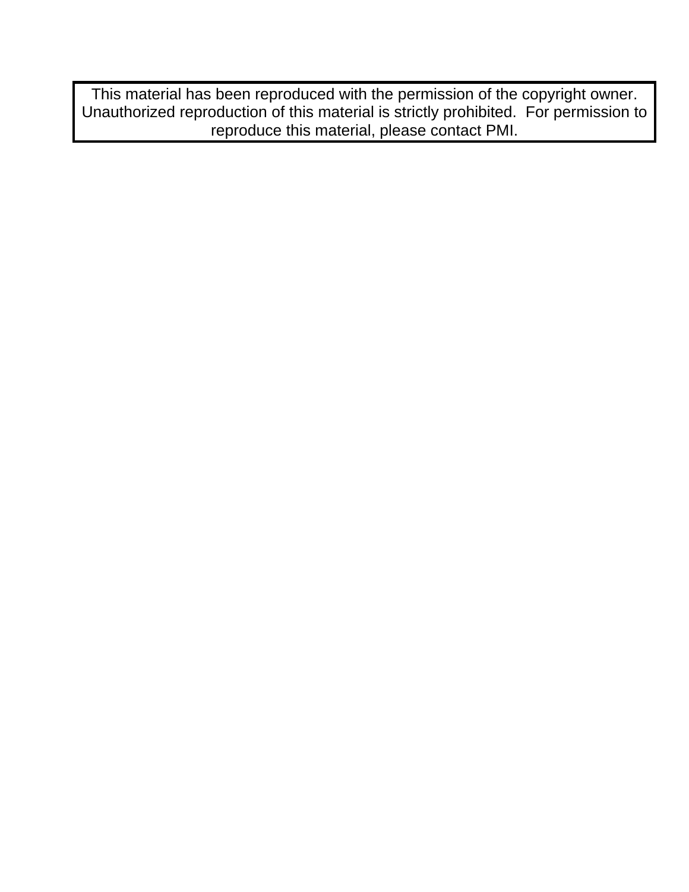This material has been reproduced with the permission of the copyright owner. Unauthorized reproduction of this material is strictly prohibited. For permission to reproduce this material, please contact PMI.